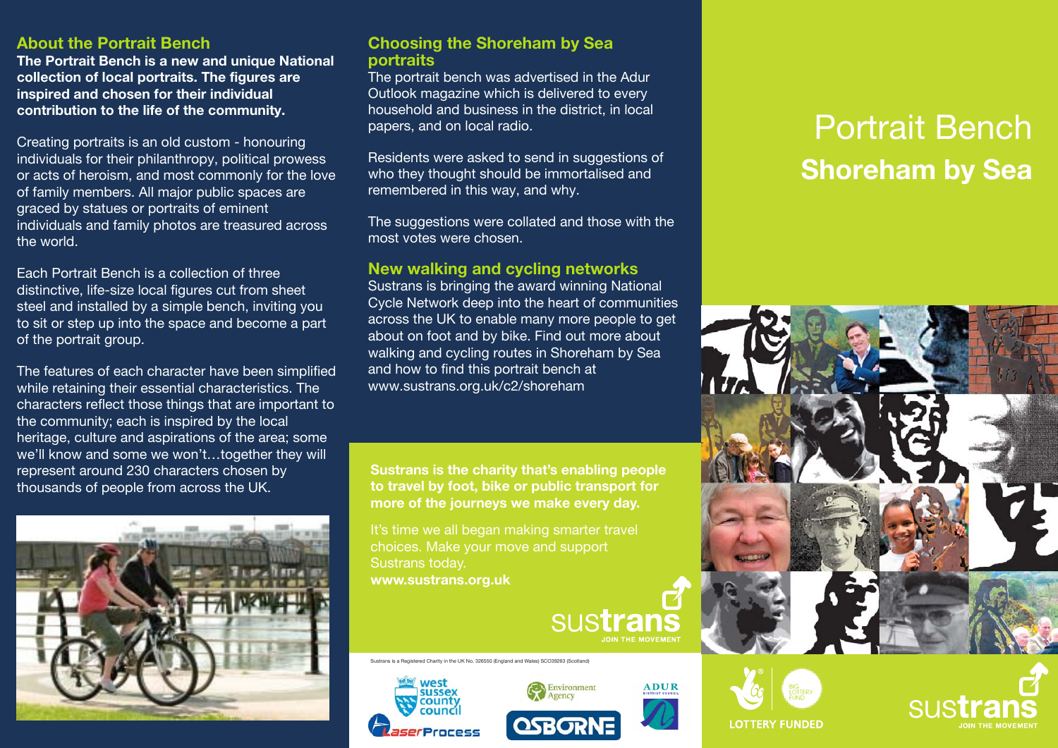## About the Portrait Bench

**The Portrait Bench is a new and unique National collection of local portraits. The figures are inspired and chosen for their individual contribution to the life of the community.**

Creating portraits is an old custom - honouring individuals for their philanthropy, political prowess or acts of heroism, and most commonly for the love of family members. All major public spaces are graced by statues or portraits of eminent individuals and family photos are treasured across the world.

Each Portrait Bench is a collection of three distinctive, life-size local figures cut from sheet steel and installed by a simple bench, inviting you to sit or step up into the space and become a part of the portrait group.

The features of each character have been simplified while retaining their essential characteristics. The characters reflect those things that are important to the community; each is inspired by the local heritage, culture and aspirations of the area; some we'll know and some we won't…together they will represent around 230 characters chosen by thousands of people from across the UK.

## Choosing the Shoreham by Sea portraits

The portrait bench was advertised in the Adur Outlook magazine which is delivered to every household and business in the district, in local papers, and on local radio.

Residents were asked to send in suggestions of who they thought should be immortalised and remembered in this way, and why.

The suggestions were collated and those with the most votes were chosen.

## New walking and cycling networks

Sustrans is bringing the award winning National Cycle Network deep into the heart of communities across the UK to enable many more people to get about on foot and by bike. Find out more about walking and cycling routes in Shoreham by Sea and how to find this portrait bench at www.sustrans.org.uk/c2/shoreham

**Sustrans is the charity that's enabling people to travel by foot, bike or public transport for more of the journeys we make every day.**

It's time we all began making smarter travel choices. Make your move and support Sustrans today.
**www.sustrans.org.uk**

sustrans JOIN THE MOVEMENT

Sustrans is a Registered Charity in the UK No. 326550 (England and Wales) SC039263 (Scotland)

West Sussex County Council · Environment Agency · Adur District Council · LaserProcess · OSBORNE

# Portrait Bench
# **Shoreham by Sea**

LOTTERY FUNDED · BIG LOTTERY FUND

sustrans JOIN THE MOVEMENT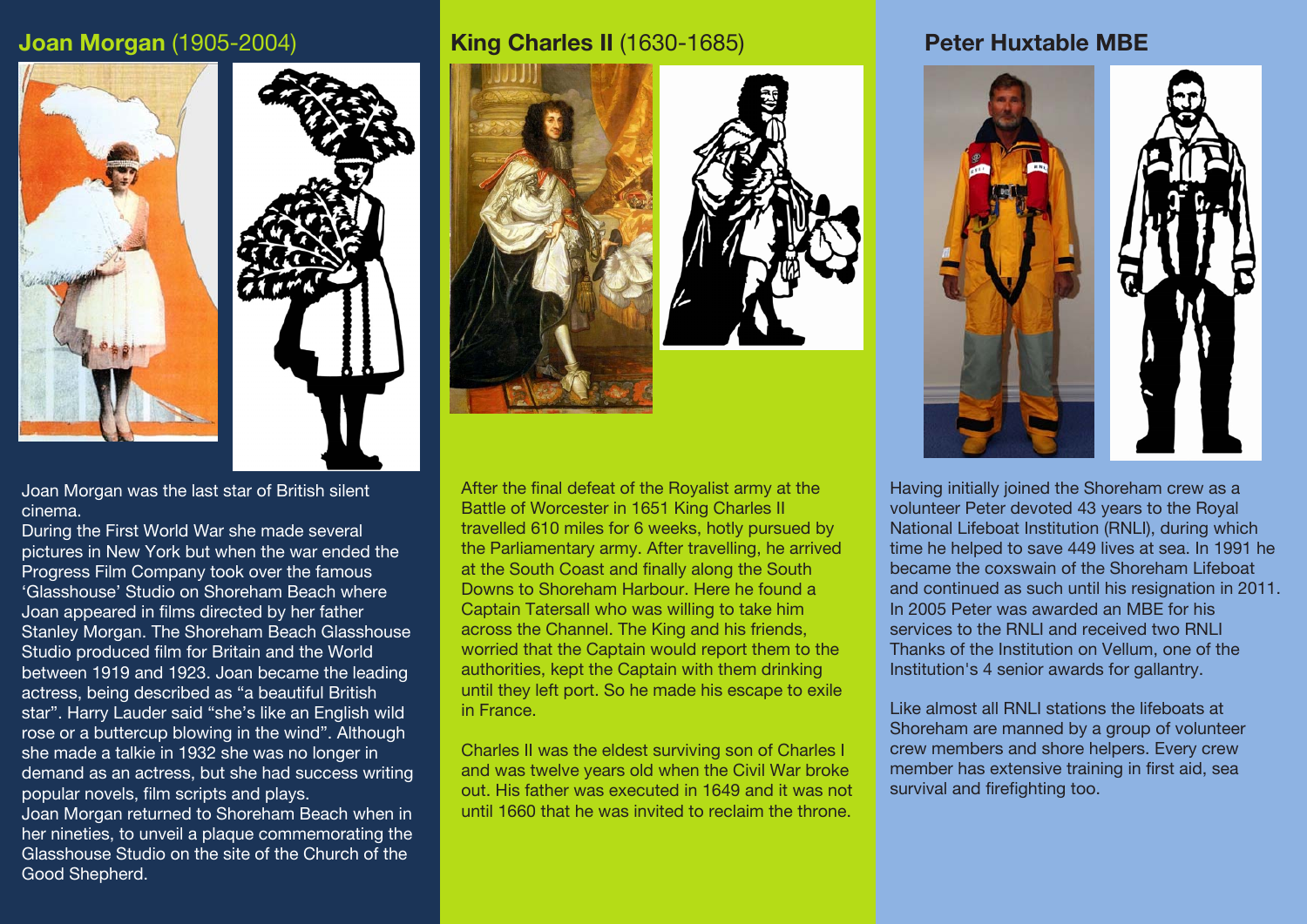## **Joan Morgan** (1905-2004)

Joan Morgan was the last star of British silent cinema.
During the First World War she made several pictures in New York but when the war ended the Progress Film Company took over the famous 'Glasshouse' Studio on Shoreham Beach where Joan appeared in films directed by her father Stanley Morgan. The Shoreham Beach Glasshouse Studio produced film for Britain and the World between 1919 and 1923. Joan became the leading actress, being described as "a beautiful British star". Harry Lauder said "she's like an English wild rose or a buttercup blowing in the wind". Although she made a talkie in 1932 she was no longer in demand as an actress, but she had success writing popular novels, film scripts and plays.
Joan Morgan returned to Shoreham Beach when in her nineties, to unveil a plaque commemorating the Glasshouse Studio on the site of the Church of the Good Shepherd.

## **King Charles II** (1630-1685)

After the final defeat of the Royalist army at the Battle of Worcester in 1651 King Charles II travelled 610 miles for 6 weeks, hotly pursued by the Parliamentary army. After travelling, he arrived at the South Coast and finally along the South Downs to Shoreham Harbour. Here he found a Captain Tatersall who was willing to take him across the Channel. The King and his friends, worried that the Captain would report them to the authorities, kept the Captain with them drinking until they left port. So he made his escape to exile in France.

Charles II was the eldest surviving son of Charles I and was twelve years old when the Civil War broke out. His father was executed in 1649 and it was not until 1660 that he was invited to reclaim the throne.

## **Peter Huxtable MBE**

Having initially joined the Shoreham crew as a volunteer Peter devoted 43 years to the Royal National Lifeboat Institution (RNLI), during which time he helped to save 449 lives at sea. In 1991 he became the coxswain of the Shoreham Lifeboat and continued as such until his resignation in 2011. In 2005 Peter was awarded an MBE for his services to the RNLI and received two RNLI Thanks of the Institution on Vellum, one of the Institution's 4 senior awards for gallantry.

Like almost all RNLI stations the lifeboats at Shoreham are manned by a group of volunteer crew members and shore helpers. Every crew member has extensive training in first aid, sea survival and firefighting too.